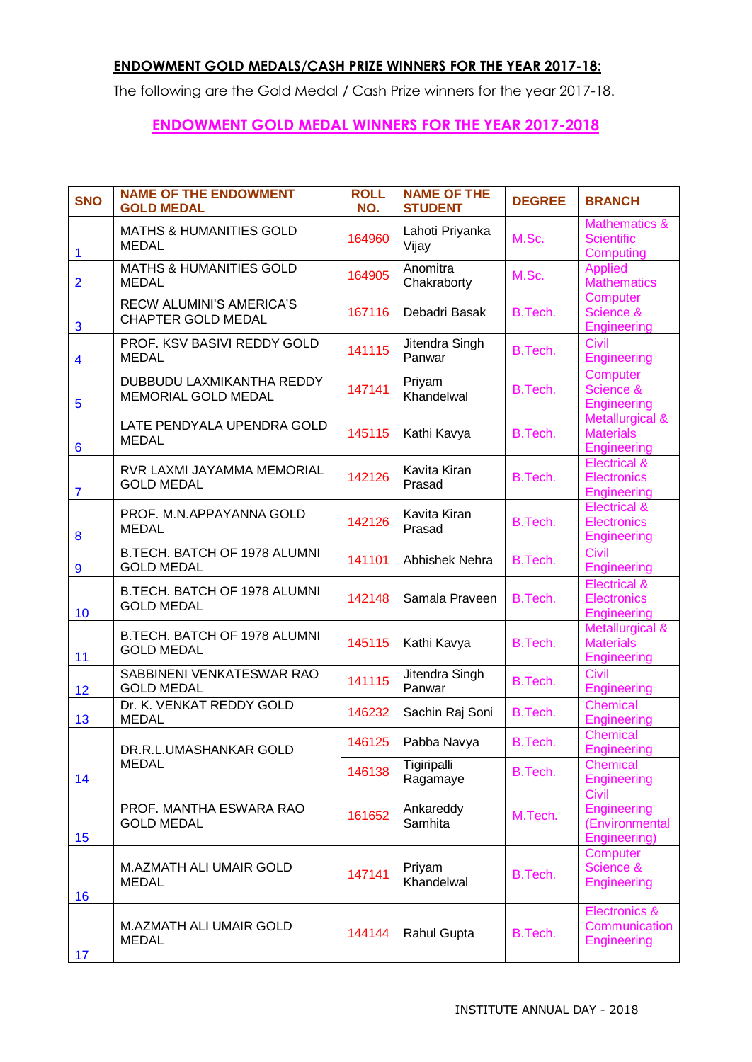**ENDOWMENT GOLD MEDALS/CASH PRIZE WINNERS FOR THE YEAR 2017-18:**

The following are the Gold Medal / Cash Prize winners for the year 2017-18.

## ENDOWMENT GOLD MEDAL WINNERS FOR THE YEAR 2017-2018

| SNO | NAME OF THE ENDOWMENT GOLD MEDAL | ROLL NO. | NAME OF THE STUDENT | DEGREE | BRANCH |
|---|---|---|---|---|---|
| 1 | MATHS & HUMANITIES GOLD MEDAL | 164960 | Lahoti Priyanka Vijay | M.Sc. | Mathematics & Scientific Computing |
| 2 | MATHS & HUMANITIES GOLD MEDAL | 164905 | Anomitra Chakraborty | M.Sc. | Applied Mathematics |
| 3 | RECW ALUMINI'S AMERICA'S CHAPTER GOLD MEDAL | 167116 | Debadri Basak | B.Tech. | Computer Science & Engineering |
| 4 | PROF. KSV BASIVI REDDY GOLD MEDAL | 141115 | Jitendra Singh Panwar | B.Tech. | Civil Engineering |
| 5 | DUBBUDU LAXMIKANTHA REDDY MEMORIAL GOLD MEDAL | 147141 | Priyam Khandelwal | B.Tech. | Computer Science & Engineering |
| 6 | LATE PENDYALA UPENDRA GOLD MEDAL | 145115 | Kathi Kavya | B.Tech. | Metallurgical & Materials Engineering |
| 7 | RVR LAXMI JAYAMMA MEMORIAL GOLD MEDAL | 142126 | Kavita Kiran Prasad | B.Tech. | Electrical & Electronics Engineering |
| 8 | PROF. M.N.APPAYANNA GOLD MEDAL | 142126 | Kavita Kiran Prasad | B.Tech. | Electrical & Electronics Engineering |
| 9 | B.TECH. BATCH OF 1978 ALUMNI GOLD MEDAL | 141101 | Abhishek Nehra | B.Tech. | Civil Engineering |
| 10 | B.TECH. BATCH OF 1978 ALUMNI GOLD MEDAL | 142148 | Samala Praveen | B.Tech. | Electrical & Electronics Engineering |
| 11 | B.TECH. BATCH OF 1978 ALUMNI GOLD MEDAL | 145115 | Kathi Kavya | B.Tech. | Metallurgical & Materials Engineering |
| 12 | SABBINENI VENKATESWAR RAO GOLD MEDAL | 141115 | Jitendra Singh Panwar | B.Tech. | Civil Engineering |
| 13 | Dr. K. VENKAT REDDY GOLD MEDAL | 146232 | Sachin Raj Soni | B.Tech. | Chemical Engineering |
| 14 | DR.R.L.UMASHANKAR GOLD MEDAL | 146125 | Pabba Navya | B.Tech. | Chemical Engineering |
| | | 146138 | Tigiripalli Ragamaye | B.Tech. | Chemical Engineering |
| 15 | PROF. MANTHA ESWARA RAO GOLD MEDAL | 161652 | Ankareddy Samhita | M.Tech. | Civil Engineering (Environmental Engineering) |
| 16 | M.AZMATH ALI UMAIR GOLD MEDAL | 147141 | Priyam Khandelwal | B.Tech. | Computer Science & Engineering |
| 17 | M.AZMATH ALI UMAIR GOLD MEDAL | 144144 | Rahul Gupta | B.Tech. | Electronics & Communication Engineering |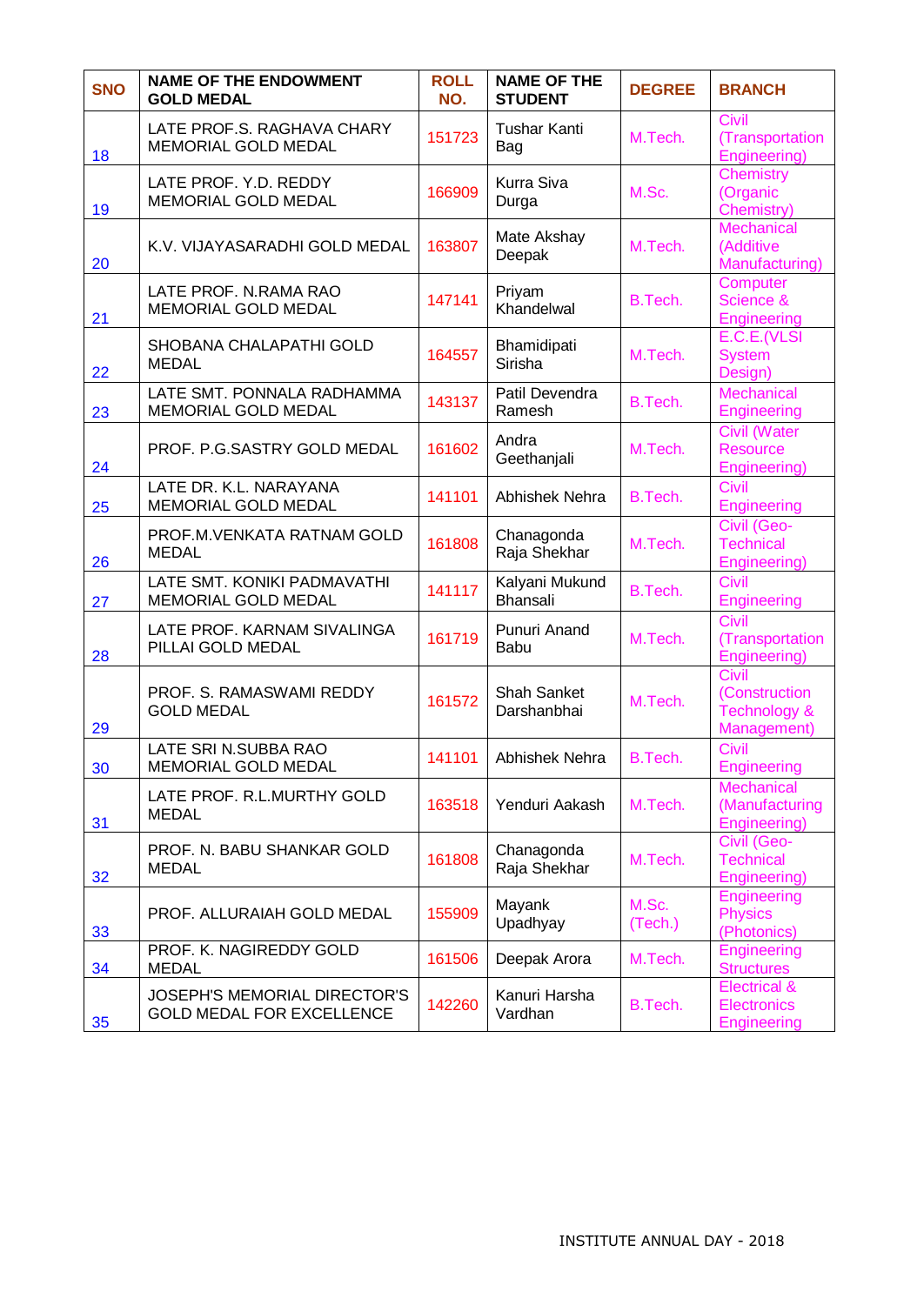| SNO | NAME OF THE ENDOWMENT GOLD MEDAL | ROLL NO. | NAME OF THE STUDENT | DEGREE | BRANCH |
|---|---|---|---|---|---|
| 18 | LATE PROF.S. RAGHAVA CHARY MEMORIAL GOLD MEDAL | 151723 | Tushar Kanti Bag | M.Tech. | Civil (Transportation Engineering) |
| 19 | LATE PROF. Y.D. REDDY MEMORIAL GOLD MEDAL | 166909 | Kurra Siva Durga | M.Sc. | Chemistry (Organic Chemistry) |
| 20 | K.V. VIJAYASARADHI GOLD MEDAL | 163807 | Mate Akshay Deepak | M.Tech. | Mechanical (Additive Manufacturing) |
| 21 | LATE PROF. N.RAMA RAO MEMORIAL GOLD MEDAL | 147141 | Priyam Khandelwal | B.Tech. | Computer Science & Engineering |
| 22 | SHOBANA CHALAPATHI GOLD MEDAL | 164557 | Bhamidipati Sirisha | M.Tech. | E.C.E.(VLSI System Design) |
| 23 | LATE SMT. PONNALA RADHAMMA MEMORIAL GOLD MEDAL | 143137 | Patil Devendra Ramesh | B.Tech. | Mechanical Engineering |
| 24 | PROF. P.G.SASTRY GOLD MEDAL | 161602 | Andra Geethanjali | M.Tech. | Civil (Water Resource Engineering) |
| 25 | LATE DR. K.L. NARAYANA MEMORIAL GOLD MEDAL | 141101 | Abhishek Nehra | B.Tech. | Civil Engineering |
| 26 | PROF.M.VENKATA RATNAM GOLD MEDAL | 161808 | Chanagonda Raja Shekhar | M.Tech. | Civil (Geo-Technical Engineering) |
| 27 | LATE SMT. KONIKI PADMAVATHI MEMORIAL GOLD MEDAL | 141117 | Kalyani Mukund Bhansali | B.Tech. | Civil Engineering |
| 28 | LATE PROF. KARNAM SIVALINGA PILLAI GOLD MEDAL | 161719 | Punuri Anand Babu | M.Tech. | Civil (Transportation Engineering) |
| 29 | PROF. S. RAMASWAMI REDDY GOLD MEDAL | 161572 | Shah Sanket Darshanbhai | M.Tech. | Civil (Construction Technology & Management) |
| 30 | LATE SRI N.SUBBA RAO MEMORIAL GOLD MEDAL | 141101 | Abhishek Nehra | B.Tech. | Civil Engineering |
| 31 | LATE PROF. R.L.MURTHY GOLD MEDAL | 163518 | Yenduri Aakash | M.Tech. | Mechanical (Manufacturing Engineering) |
| 32 | PROF. N. BABU SHANKAR GOLD MEDAL | 161808 | Chanagonda Raja Shekhar | M.Tech. | Civil (Geo-Technical Engineering) |
| 33 | PROF. ALLURAIAH GOLD MEDAL | 155909 | Mayank Upadhyay | M.Sc. (Tech.) | Engineering Physics (Photonics) |
| 34 | PROF. K. NAGIREDDY GOLD MEDAL | 161506 | Deepak Arora | M.Tech. | Engineering Structures |
| 35 | JOSEPH'S MEMORIAL DIRECTOR'S GOLD MEDAL FOR EXCELLENCE | 142260 | Kanuri Harsha Vardhan | B.Tech. | Electrical & Electronics Engineering |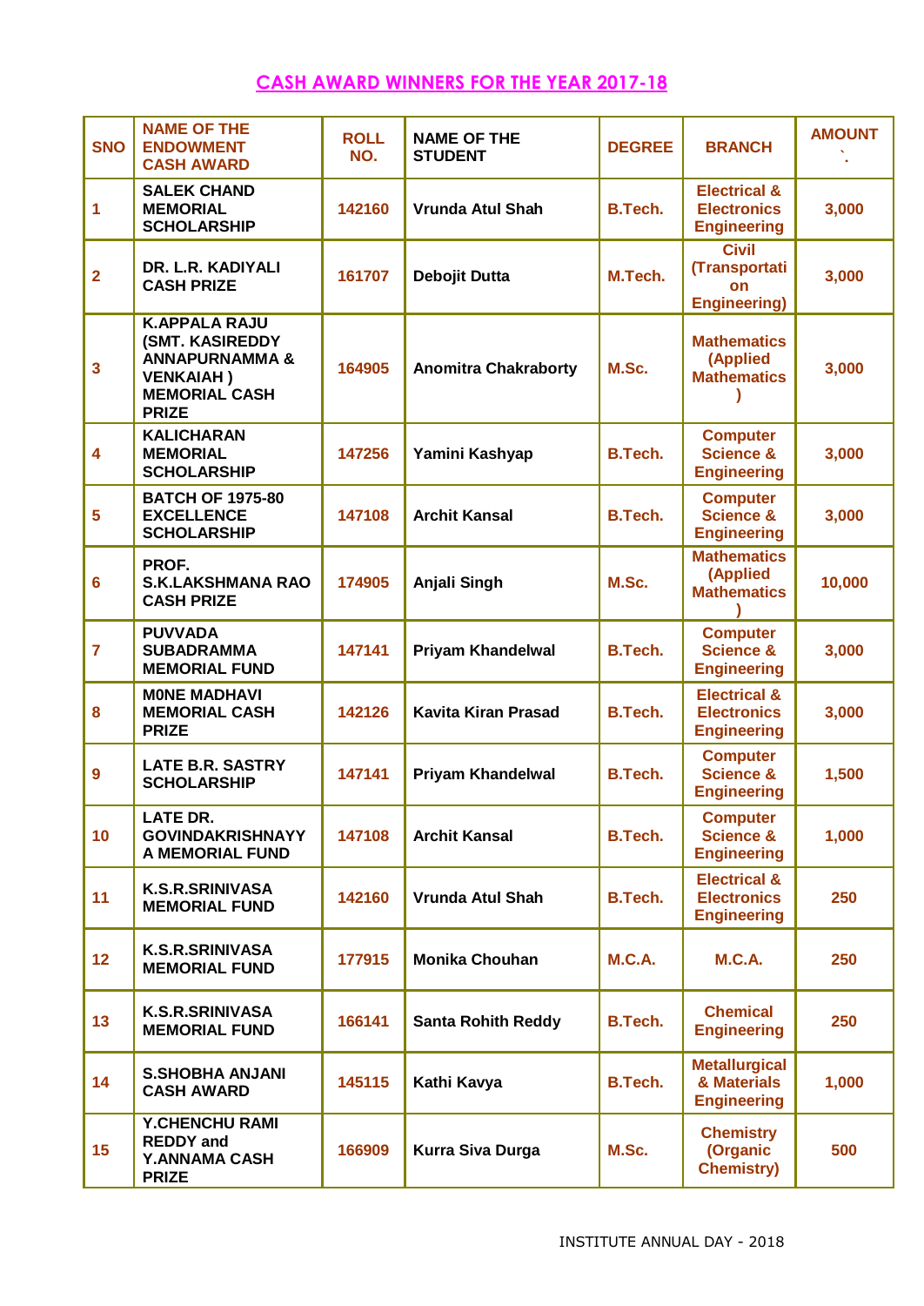## CASH AWARD WINNERS FOR THE YEAR 2017-18

| SNO | NAME OF THE ENDOWMENT CASH AWARD | ROLL NO. | NAME OF THE STUDENT | DEGREE | BRANCH | AMOUNT ` |
|---|---|---|---|---|---|---|
| 1 | SALEK CHAND MEMORIAL SCHOLARSHIP | 142160 | Vrunda Atul Shah | B.Tech. | Electrical & Electronics Engineering | 3,000 |
| 2 | DR. L.R. KADIYALI CASH PRIZE | 161707 | Debojit Dutta | M.Tech. | Civil (Transportation Engineering) | 3,000 |
| 3 | K.APPALA RAJU (SMT. KASIREDDY ANNAPURNAMMA & VENKAIAH ) MEMORIAL CASH PRIZE | 164905 | Anomitra Chakraborty | M.Sc. | Mathematics (Applied Mathematics ) | 3,000 |
| 4 | KALICHARAN MEMORIAL SCHOLARSHIP | 147256 | Yamini Kashyap | B.Tech. | Computer Science & Engineering | 3,000 |
| 5 | BATCH OF 1975-80 EXCELLENCE SCHOLARSHIP | 147108 | Archit Kansal | B.Tech. | Computer Science & Engineering | 3,000 |
| 6 | PROF. S.K.LAKSHMANA RAO CASH PRIZE | 174905 | Anjali Singh | M.Sc. | Mathematics (Applied Mathematics ) | 10,000 |
| 7 | PUVVADA SUBADRAMMA MEMORIAL FUND | 147141 | Priyam Khandelwal | B.Tech. | Computer Science & Engineering | 3,000 |
| 8 | M0NE MADHAVI MEMORIAL CASH PRIZE | 142126 | Kavita Kiran Prasad | B.Tech. | Electrical & Electronics Engineering | 3,000 |
| 9 | LATE B.R. SASTRY SCHOLARSHIP | 147141 | Priyam Khandelwal | B.Tech. | Computer Science & Engineering | 1,500 |
| 10 | LATE DR. GOVINDAKRISHNAYYA MEMORIAL FUND | 147108 | Archit Kansal | B.Tech. | Computer Science & Engineering | 1,000 |
| 11 | K.S.R.SRINIVASA MEMORIAL FUND | 142160 | Vrunda Atul Shah | B.Tech. | Electrical & Electronics Engineering | 250 |
| 12 | K.S.R.SRINIVASA MEMORIAL FUND | 177915 | Monika Chouhan | M.C.A. | M.C.A. | 250 |
| 13 | K.S.R.SRINIVASA MEMORIAL FUND | 166141 | Santa Rohith Reddy | B.Tech. | Chemical Engineering | 250 |
| 14 | S.SHOBHA ANJANI CASH AWARD | 145115 | Kathi Kavya | B.Tech. | Metallurgical & Materials Engineering | 1,000 |
| 15 | Y.CHENCHU RAMI REDDY and Y.ANNAMA CASH PRIZE | 166909 | Kurra Siva Durga | M.Sc. | Chemistry (Organic Chemistry) | 500 |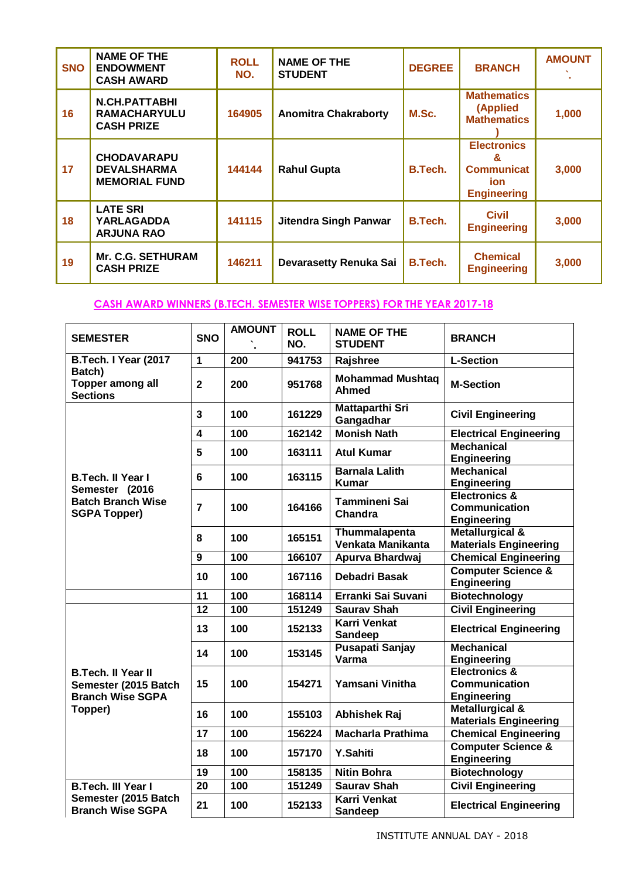| SNO | NAME OF THE ENDOWMENT CASH AWARD | ROLL NO. | NAME OF THE STUDENT | DEGREE | BRANCH | AMOUNT ` |
|---|---|---|---|---|---|---|
| 16 | N.CH.PATTABHI RAMACHARYULU CASH PRIZE | 164905 | Anomitra Chakraborty | M.Sc. | Mathematics (Applied Mathematics ) | 1,000 |
| 17 | CHODAVARAPU DEVALSHARMA MEMORIAL FUND | 144144 | Rahul Gupta | B.Tech. | Electronics & Communication Engineering | 3,000 |
| 18 | LATE SRI YARLAGADDA ARJUNA RAO | 141115 | Jitendra Singh Panwar | B.Tech. | Civil Engineering | 3,000 |
| 19 | Mr. C.G. SETHURAM CASH PRIZE | 146211 | Devarasetty Renuka Sai | B.Tech. | Chemical Engineering | 3,000 |

## CASH AWARD WINNERS (B.TECH. SEMESTER WISE TOPPERS) FOR THE YEAR 2017-18

| SEMESTER | SNO | AMOUNT ` | ROLL NO. | NAME OF THE STUDENT | BRANCH |
|---|---|---|---|---|---|
| B.Tech. I Year (2017 Batch) Topper among all Sections | 1 | 200 | 941753 | Rajshree | L-Section |
| | 2 | 200 | 951768 | Mohammad Mushtaq Ahmed | M-Section |
| B.Tech. II Year I Semester (2016 Batch Branch Wise SGPA Topper) | 3 | 100 | 161229 | Mattaparthi Sri Gangadhar | Civil Engineering |
| | 4 | 100 | 162142 | Monish Nath | Electrical Engineering |
| | 5 | 100 | 163111 | Atul Kumar | Mechanical Engineering |
| | 6 | 100 | 163115 | Barnala Lalith Kumar | Mechanical Engineering |
| | 7 | 100 | 164166 | Tammineni Sai Chandra | Electronics & Communication Engineering |
| | 8 | 100 | 165151 | Thummalapenta Venkata Manikanta | Metallurgical & Materials Engineering |
| | 9 | 100 | 166107 | Apurva Bhardwaj | Chemical Engineering |
| | 10 | 100 | 167116 | Debadri Basak | Computer Science & Engineering |
| | 11 | 100 | 168114 | Erranki Sai Suvani | Biotechnology |
| B.Tech. II Year II Semester (2015 Batch Branch Wise SGPA Topper) | 12 | 100 | 151249 | Saurav Shah | Civil Engineering |
| | 13 | 100 | 152133 | Karri Venkat Sandeep | Electrical Engineering |
| | 14 | 100 | 153145 | Pusapati Sanjay Varma | Mechanical Engineering |
| | 15 | 100 | 154271 | Yamsani Vinitha | Electronics & Communication Engineering |
| | 16 | 100 | 155103 | Abhishek Raj | Metallurgical & Materials Engineering |
| | 17 | 100 | 156224 | Macharla Prathima | Chemical Engineering |
| | 18 | 100 | 157170 | Y.Sahiti | Computer Science & Engineering |
| | 19 | 100 | 158135 | Nitin Bohra | Biotechnology |
| B.Tech. III Year I Semester (2015 Batch Branch Wise SGPA | 20 | 100 | 151249 | Saurav Shah | Civil Engineering |
| | 21 | 100 | 152133 | Karri Venkat Sandeep | Electrical Engineering |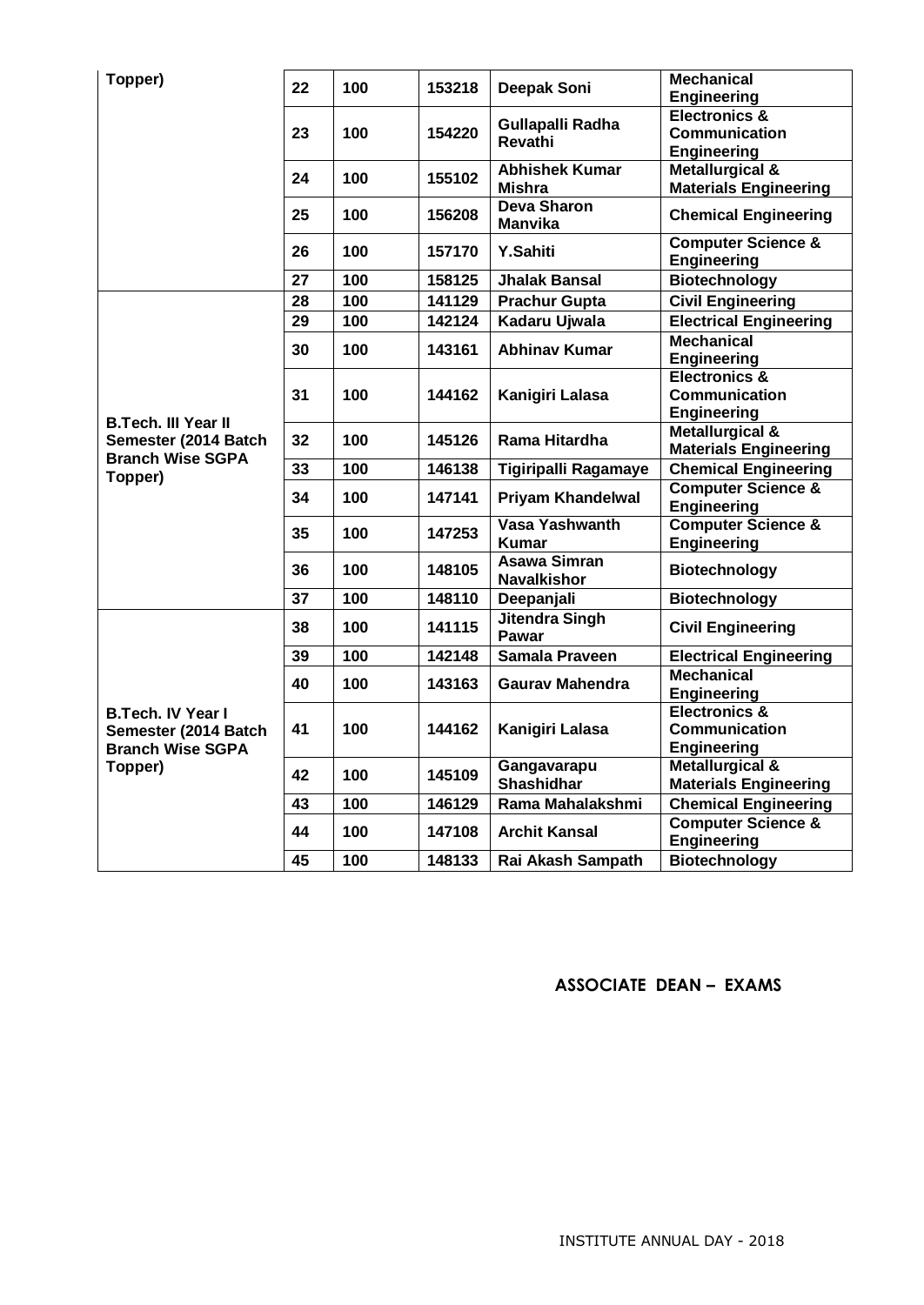| | | | | | |
|---|---|---|---|---|---|
| Topper) | 22 | 100 | 153218 | Deepak Soni | Mechanical Engineering |
| | 23 | 100 | 154220 | Gullapalli Radha Revathi | Electronics & Communication Engineering |
| | 24 | 100 | 155102 | Abhishek Kumar Mishra | Metallurgical & Materials Engineering |
| | 25 | 100 | 156208 | Deva Sharon Manvika | Chemical Engineering |
| | 26 | 100 | 157170 | Y.Sahiti | Computer Science & Engineering |
| | 27 | 100 | 158125 | Jhalak Bansal | Biotechnology |
| B.Tech. III Year II Semester (2014 Batch Branch Wise SGPA Topper) | 28 | 100 | 141129 | Prachur Gupta | Civil Engineering |
| | 29 | 100 | 142124 | Kadaru Ujwala | Electrical Engineering |
| | 30 | 100 | 143161 | Abhinav Kumar | Mechanical Engineering |
| | 31 | 100 | 144162 | Kanigiri Lalasa | Electronics & Communication Engineering |
| | 32 | 100 | 145126 | Rama Hitardha | Metallurgical & Materials Engineering |
| | 33 | 100 | 146138 | Tigiripalli Ragamaye | Chemical Engineering |
| | 34 | 100 | 147141 | Priyam Khandelwal | Computer Science & Engineering |
| | 35 | 100 | 147253 | Vasa Yashwanth Kumar | Computer Science & Engineering |
| | 36 | 100 | 148105 | Asawa Simran Navalkishor | Biotechnology |
| | 37 | 100 | 148110 | Deepanjali | Biotechnology |
| B.Tech. IV Year I Semester (2014 Batch Branch Wise SGPA Topper) | 38 | 100 | 141115 | Jitendra Singh Pawar | Civil Engineering |
| | 39 | 100 | 142148 | Samala Praveen | Electrical Engineering |
| | 40 | 100 | 143163 | Gaurav Mahendra | Mechanical Engineering |
| | 41 | 100 | 144162 | Kanigiri Lalasa | Electronics & Communication Engineering |
| | 42 | 100 | 145109 | Gangavarapu Shashidhar | Metallurgical & Materials Engineering |
| | 43 | 100 | 146129 | Rama Mahalakshmi | Chemical Engineering |
| | 44 | 100 | 147108 | Archit Kansal | Computer Science & Engineering |
| | 45 | 100 | 148133 | Rai Akash Sampath | Biotechnology |

**ASSOCIATE DEAN – EXAMS**